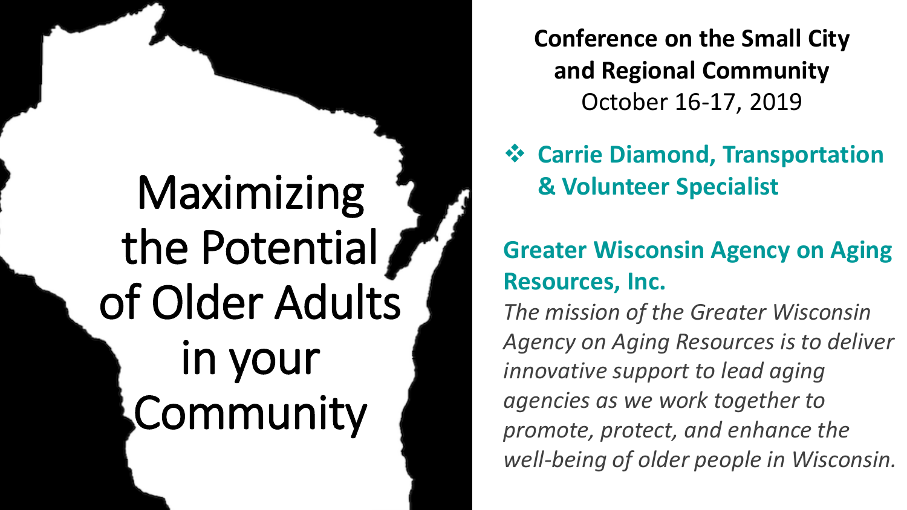# Maximizing the Potential of Older Adults in your Community

**Conference on the Small City and Regional Community**
October 16-17, 2019

- **Carrie Diamond, Transportation & Volunteer Specialist**

**Greater Wisconsin Agency on Aging Resources, Inc.**

*The mission of the Greater Wisconsin Agency on Aging Resources is to deliver innovative support to lead aging agencies as we work together to promote, protect, and enhance the well-being of older people in Wisconsin.*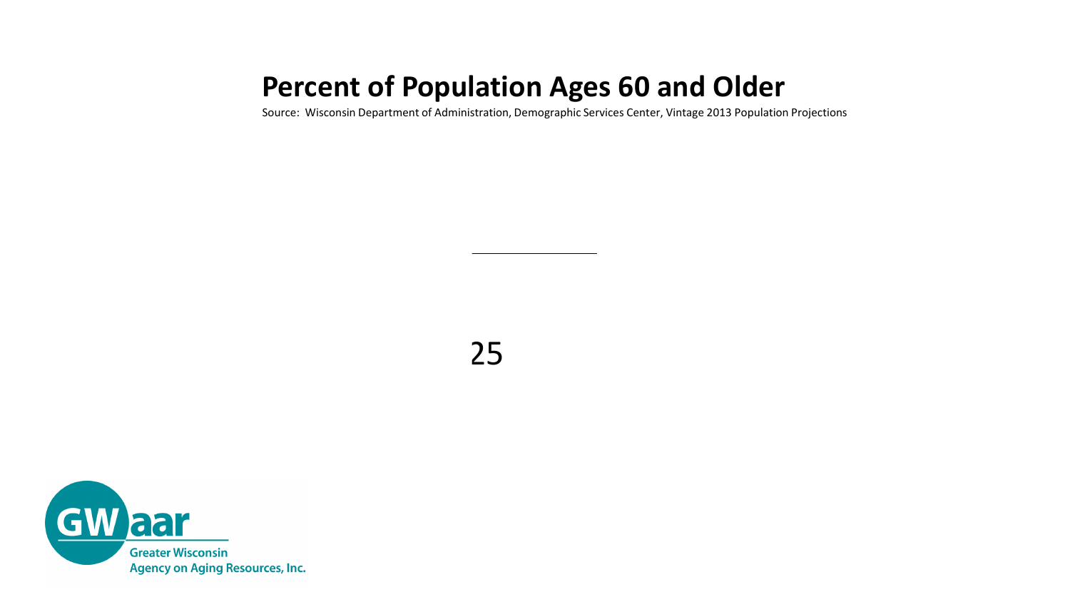# Percent of Population Ages 60 and Older

Source: Wisconsin Department of Administration, Demographic Services Center, Vintage 2013 Population Projections

25

Greater Wisconsin Agency on Aging Resources, Inc.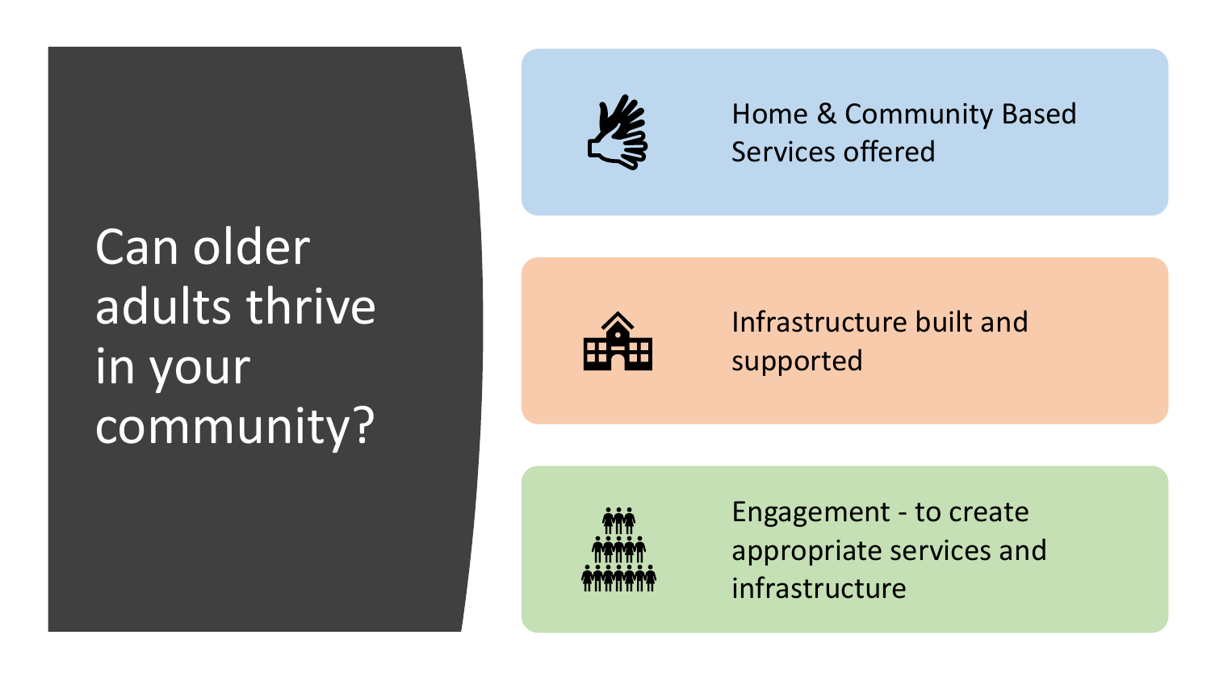# Can older adults thrive in your community?

- Home & Community Based Services offered
- Infrastructure built and supported
- Engagement - to create appropriate services and infrastructure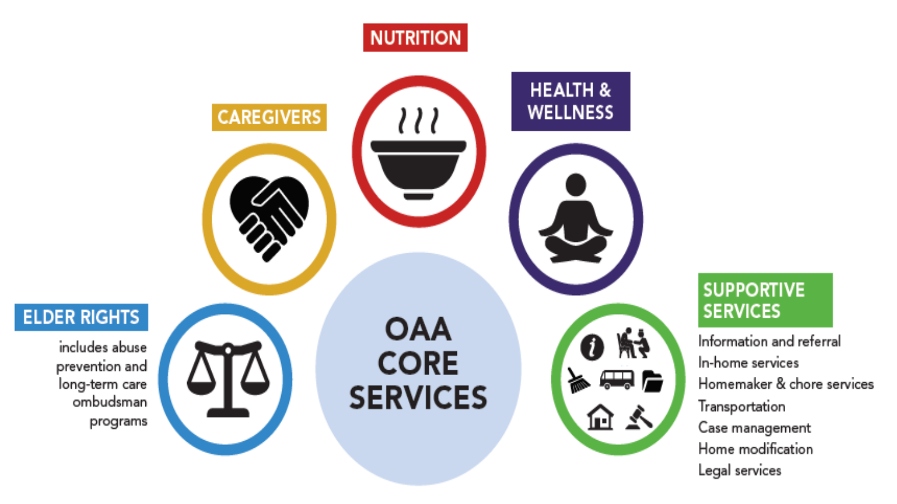# OAA CORE SERVICES

## NUTRITION

## CAREGIVERS

## HEALTH & WELLNESS

## ELDER RIGHTS

includes abuse prevention and long-term care ombudsman programs

## SUPPORTIVE SERVICES

- Information and referral
- In-home services
- Homemaker & chore services
- Transportation
- Case management
- Home modification
- Legal services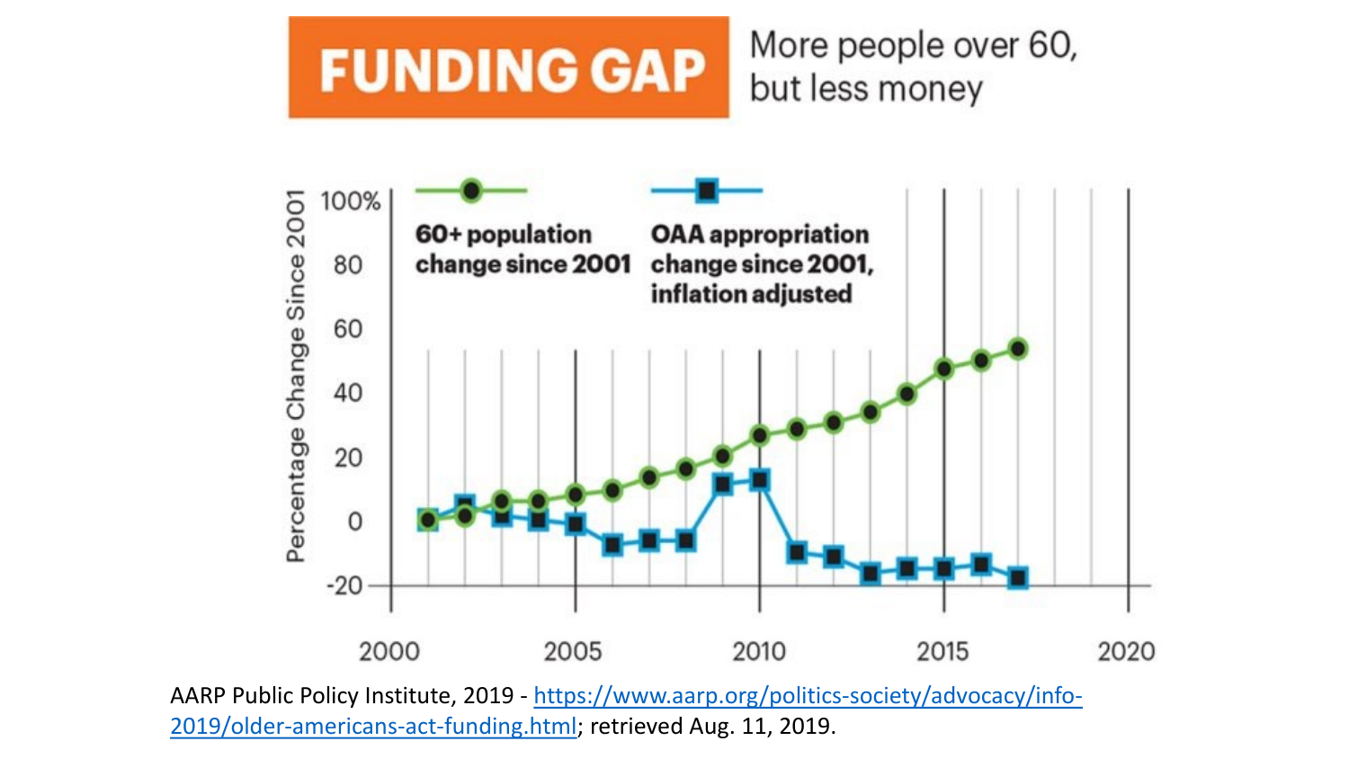# FUNDING GAP

More people over 60, but less money

| Year | 60+ population change since 2001 | OAA appropriation change since 2001, inflation adjusted |
|---|---|---|
| 2001 | 0 | 0 |
| 2002 | 1 | 5 |
| 2003 | 6 | 1 |
| 2004 | 6 | 0 |
| 2005 | 8 | -1 |
| 2006 | 10 | -7 |
| 2007 | 14 | -6 |
| 2008 | 16 | -6 |
| 2009 | 20 | 12 |
| 2010 | 27 | 13 |
| 2011 | 29 | -10 |
| 2012 | 31 | -11 |
| 2013 | 34 | -16 |
| 2014 | 40 | -15 |
| 2015 | 48 | -15 |
| 2016 | 50 | -14 |
| 2017 | 54 | -18 |

Percentage Change Since 2001

AARP Public Policy Institute, 2019 - https://www.aarp.org/politics-society/advocacy/info-2019/older-americans-act-funding.html; retrieved Aug. 11, 2019.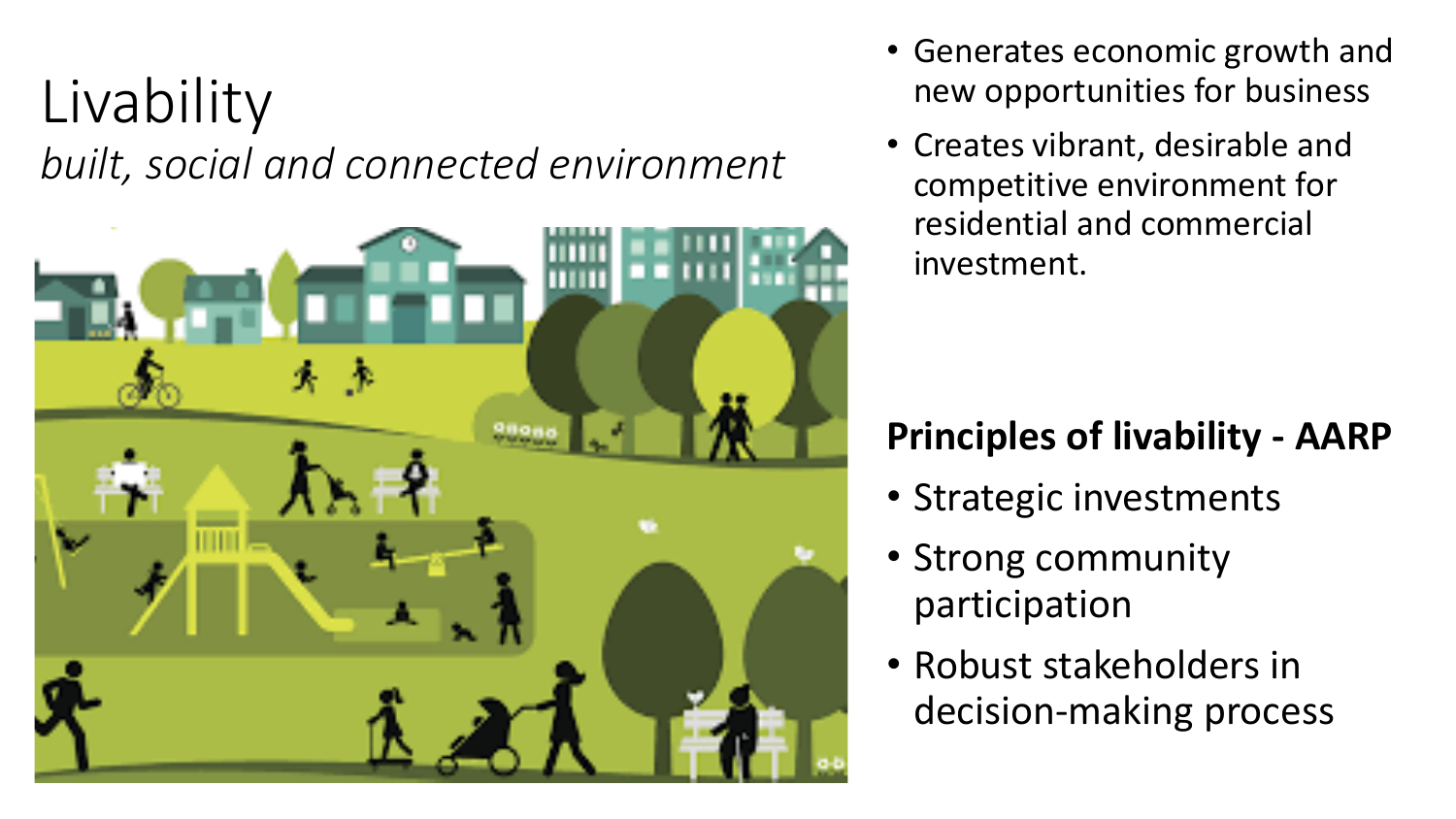# Livability

*built, social and connected environment*

- Generates economic growth and new opportunities for business
- Creates vibrant, desirable and competitive environment for residential and commercial investment.

**Principles of livability - AARP**

- Strategic investments
- Strong community participation
- Robust stakeholders in decision-making process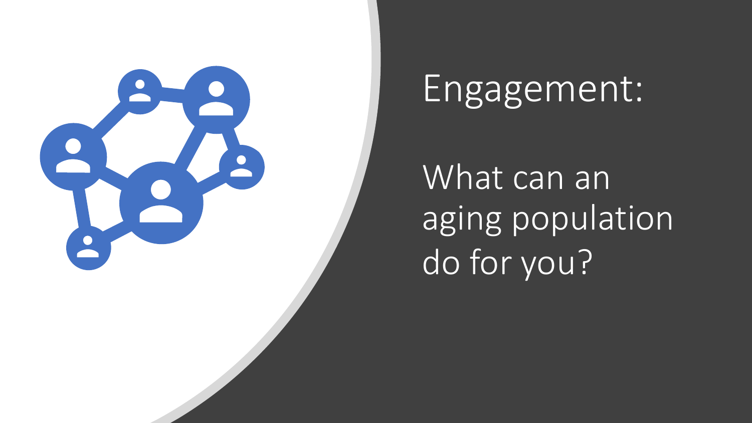# Engagement:

What can an aging population do for you?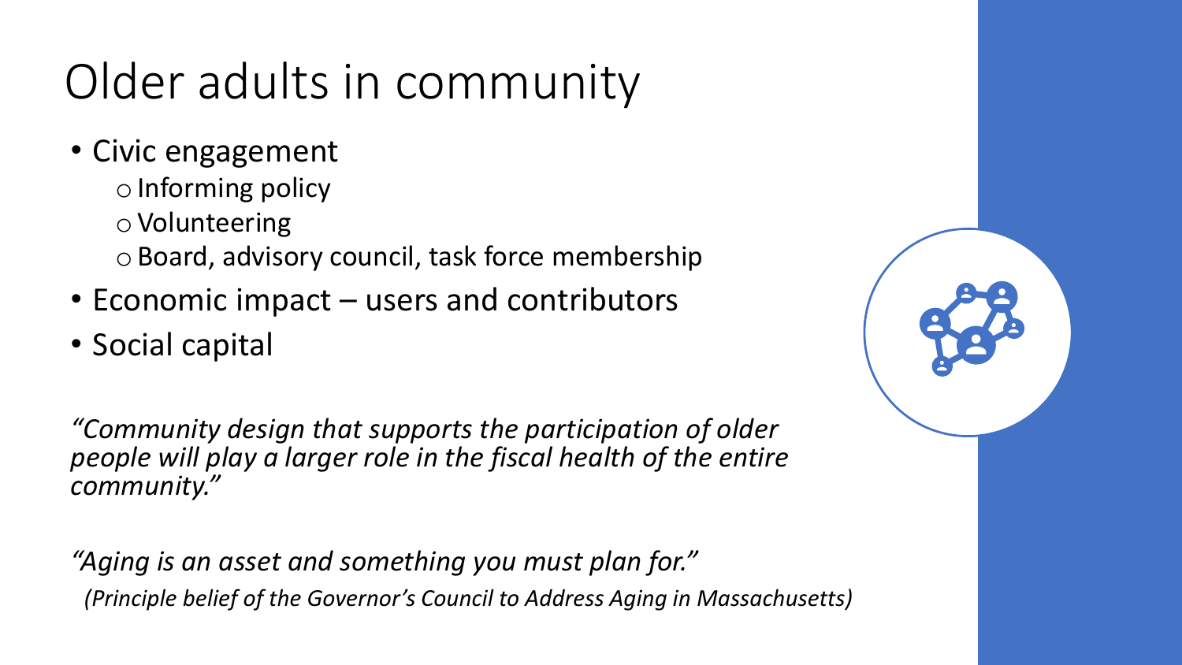# Older adults in community

- Civic engagement
  - Informing policy
  - Volunteering
  - Board, advisory council, task force membership
- Economic impact – users and contributors
- Social capital

*"Community design that supports the participation of older people will play a larger role in the fiscal health of the entire community."*

*"Aging is an asset and something you must plan for."*

*(Principle belief of the Governor's Council to Address Aging in Massachusetts)*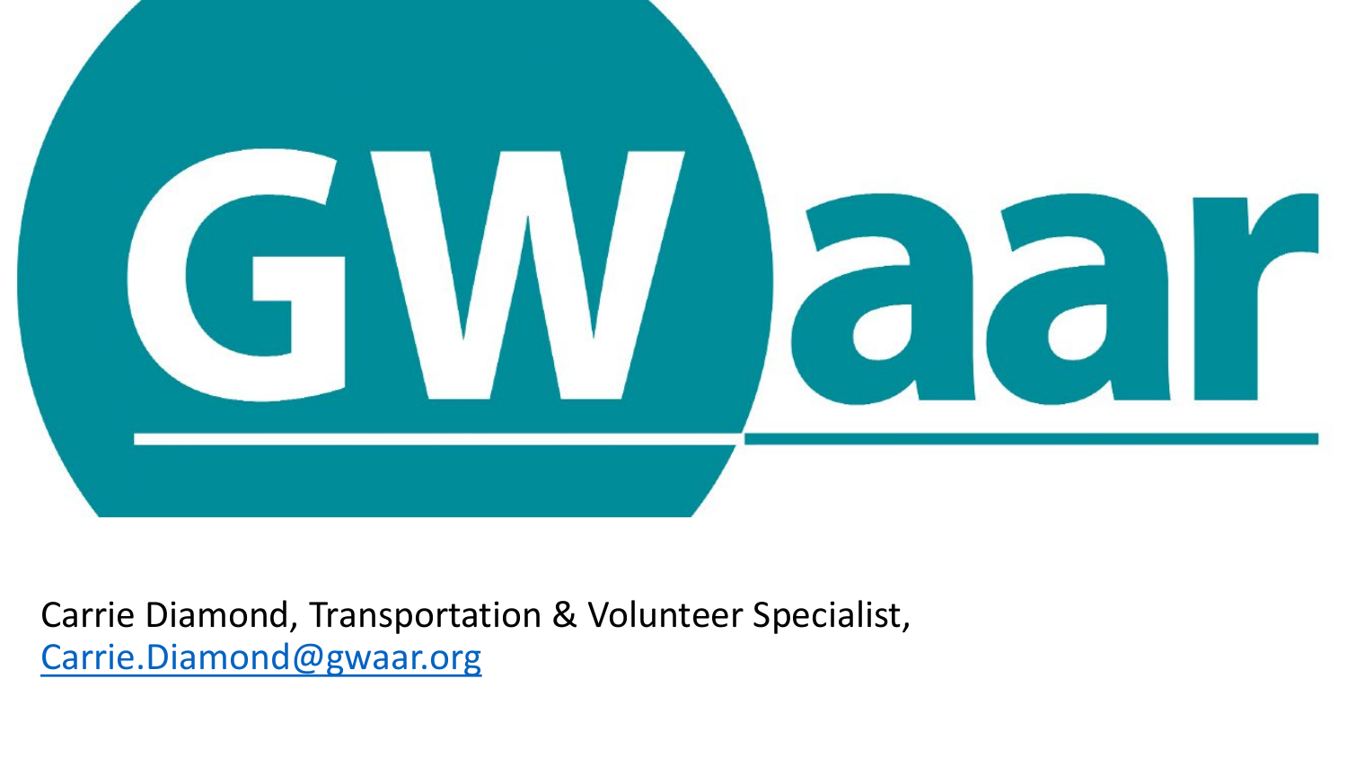GWaar

Carrie Diamond, Transportation & Volunteer Specialist,
Carrie.Diamond@gwaar.org